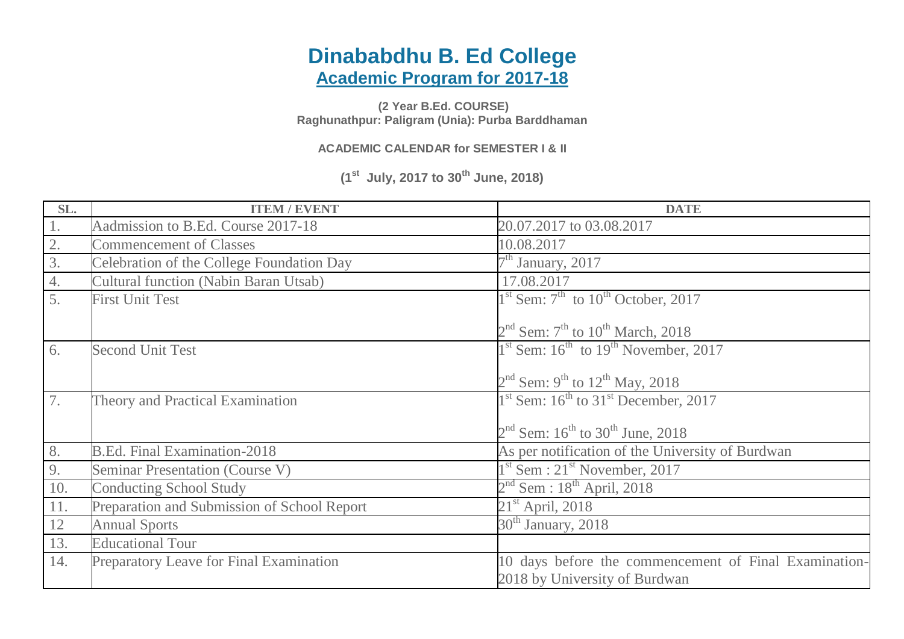# Dinababdhu B. Ed College

## Academic Program for 2017-18

**(2 Year B.Ed. COURSE)**
**Raghunathpur: Paligram (Unia): Purba Barddhaman**

**ACADEMIC CALENDAR for SEMESTER I & II**

**(1st July, 2017 to 30th June, 2018)**

| SL. | ITEM / EVENT | DATE |
|---|---|---|
| 1. | Aadmission to B.Ed. Course 2017-18 | 20.07.2017 to 03.08.2017 |
| 2. | Commencement of Classes | 10.08.2017 |
| 3. | Celebration of the College Foundation Day | 7th January, 2017 |
| 4. | Cultural function (Nabin Baran Utsab) | 17.08.2017 |
| 5. | First Unit Test | 1st Sem: 7th to 10th October, 2017<br>2nd Sem: 7th to 10th March, 2018 |
| 6. | Second Unit Test | 1st Sem: 16th to 19th November, 2017<br>2nd Sem: 9th to 12th May, 2018 |
| 7. | Theory and Practical Examination | 1st Sem: 16th to 31st December, 2017<br>2nd Sem: 16th to 30th June, 2018 |
| 8. | B.Ed. Final Examination-2018 | As per notification of the University of Burdwan |
| 9. | Seminar Presentation (Course V) | 1st Sem : 21st November, 2017 |
| 10. | Conducting School Study | 2nd Sem : 18th April, 2018 |
| 11. | Preparation and Submission of School Report | 21st April, 2018 |
| 12 | Annual Sports | 30th January, 2018 |
| 13. | Educational Tour | |
| 14. | Preparatory Leave for Final Examination | 10 days before the commencement of Final Examination-2018 by University of Burdwan |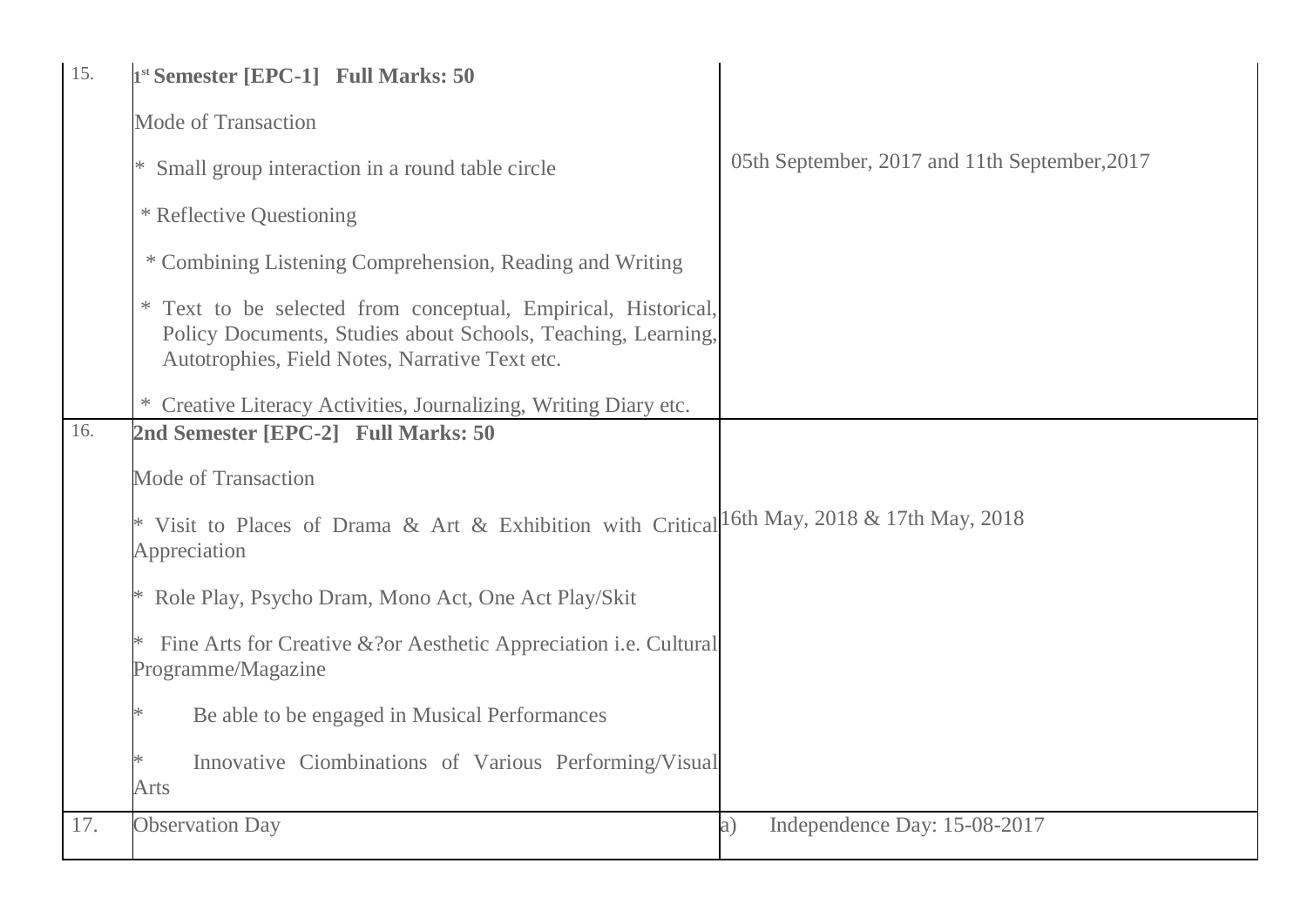| | | |
|---|---|---|
| 15. | **1st Semester [EPC-1] Full Marks: 50**<br><br>Mode of Transaction<br><br>* Small group interaction in a round table circle<br><br>* Reflective Questioning<br><br>* Combining Listening Comprehension, Reading and Writing<br><br>* Text to be selected from conceptual, Empirical, Historical, Policy Documents, Studies about Schools, Teaching, Learning, Autotrophies, Field Notes, Narrative Text etc.<br><br>* Creative Literacy Activities, Journalizing, Writing Diary etc. | 05th September, 2017 and 11th September,2017 |
| 16. | **2nd Semester [EPC-2] Full Marks: 50**<br><br>Mode of Transaction<br><br>* Visit to Places of Drama & Art & Exhibition with Critical Appreciation<br><br>* Role Play, Psycho Dram, Mono Act, One Act Play/Skit<br><br>* Fine Arts for Creative &?or Aesthetic Appreciation i.e. Cultural Programme/Magazine<br><br>* Be able to be engaged in Musical Performances<br><br>* Innovative Ciombinations of Various Performing/Visual Arts | 16th May, 2018 & 17th May, 2018 |
| 17. | Observation Day | a) Independence Day: 15-08-2017 |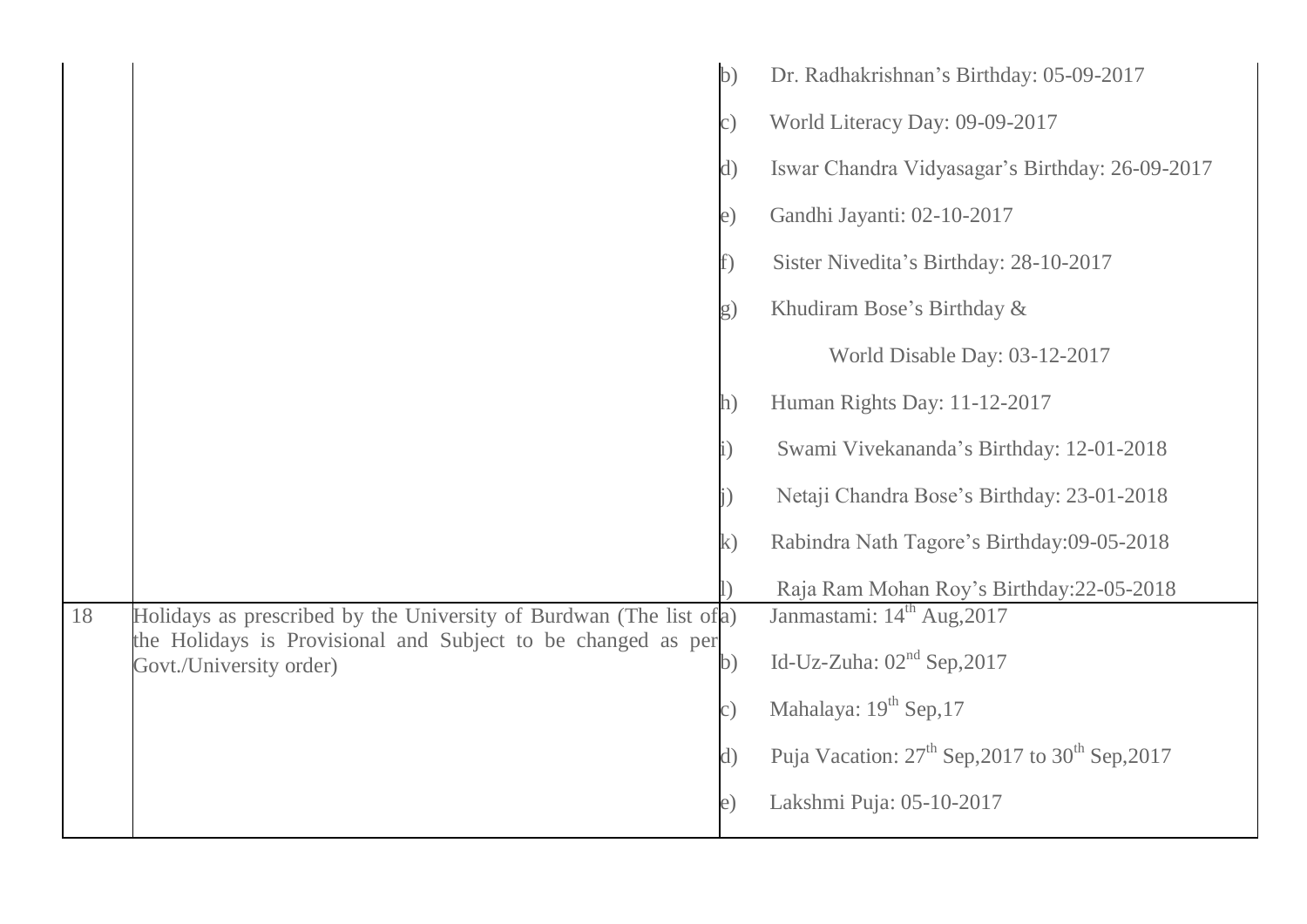| | | |
|---|---|---|
| | | b) Dr. Radhakrishnan's Birthday: 05-09-2017<br>c) World Literacy Day: 09-09-2017<br>d) Iswar Chandra Vidyasagar's Birthday: 26-09-2017<br>e) Gandhi Jayanti: 02-10-2017<br>f) Sister Nivedita's Birthday: 28-10-2017<br>g) Khudiram Bose's Birthday & World Disable Day: 03-12-2017<br>h) Human Rights Day: 11-12-2017<br>i) Swami Vivekananda's Birthday: 12-01-2018<br>j) Netaji Chandra Bose's Birthday: 23-01-2018<br>k) Rabindra Nath Tagore's Birthday:09-05-2018<br>l) Raja Ram Mohan Roy's Birthday:22-05-2018 |
| 18 | Holidays as prescribed by the University of Burdwan (The list of the Holidays is Provisional and Subject to be changed as per Govt./University order) | a) Janmastami: 14th Aug,2017<br>b) Id-Uz-Zuha: 02nd Sep,2017<br>c) Mahalaya: 19th Sep,17<br>d) Puja Vacation: 27th Sep,2017 to 30th Sep,2017<br>e) Lakshmi Puja: 05-10-2017 |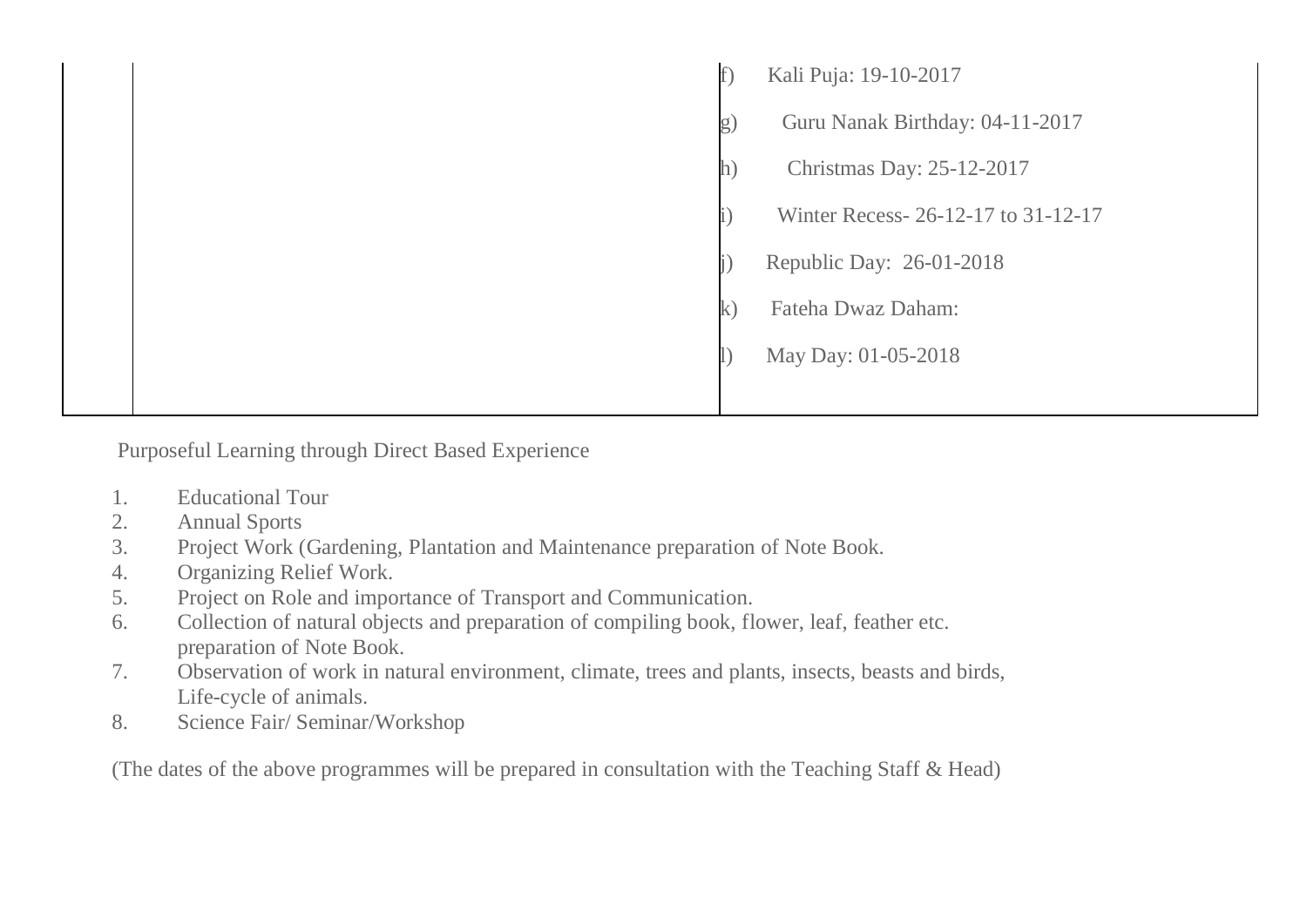|  |  | f) Kali Puja: 19-10-2017<br>g) Guru Nanak Birthday: 04-11-2017<br>h) Christmas Day: 25-12-2017<br>i) Winter Recess- 26-12-17 to 31-12-17<br>j) Republic Day: 26-01-2018<br>k) Fateha Dwaz Daham:<br>l) May Day: 01-05-2018 |
|---|---|---|

Purposeful Learning through Direct Based Experience

1. Educational Tour
2. Annual Sports
3. Project Work (Gardening, Plantation and Maintenance preparation of Note Book.
4. Organizing Relief Work.
5. Project on Role and importance of Transport and Communication.
6. Collection of natural objects and preparation of compiling book, flower, leaf, feather etc. preparation of Note Book.
7. Observation of work in natural environment, climate, trees and plants, insects, beasts and birds, Life-cycle of animals.
8. Science Fair/ Seminar/Workshop

(The dates of the above programmes will be prepared in consultation with the Teaching Staff & Head)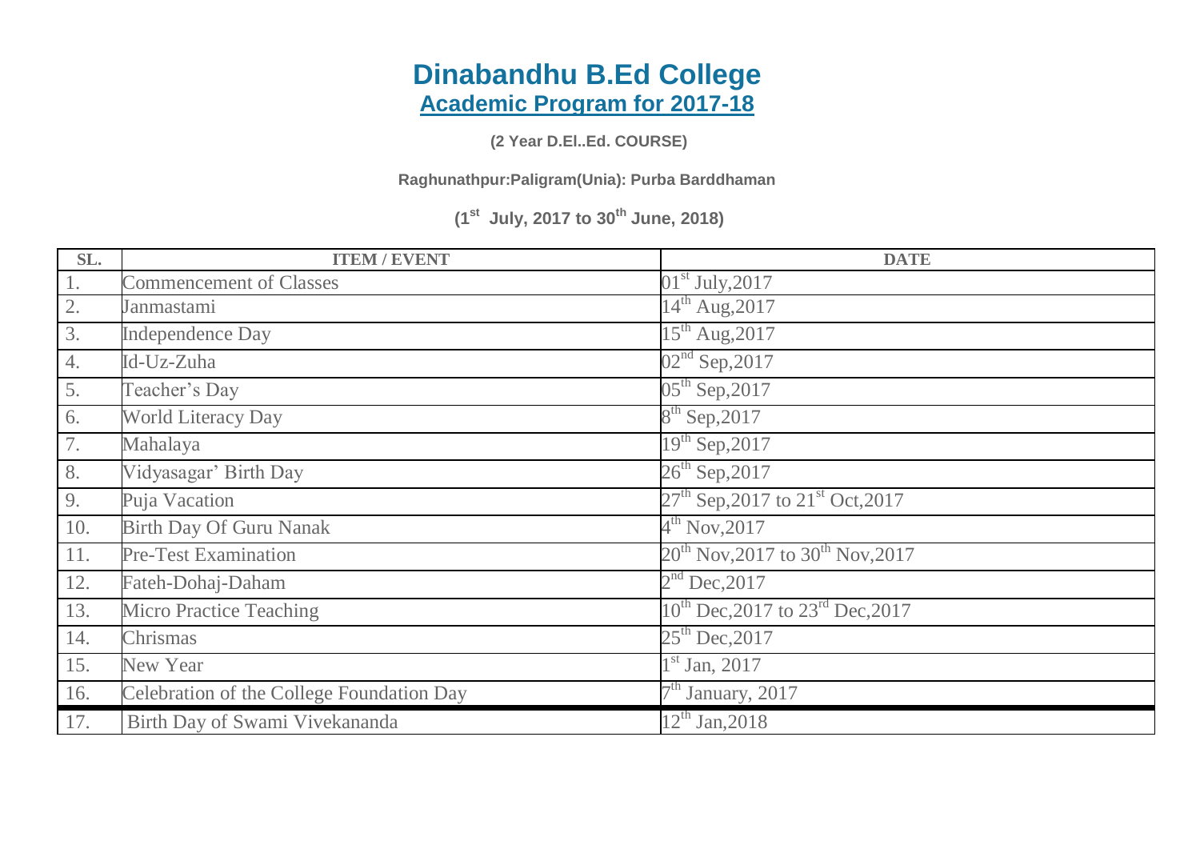# Dinabandhu B.Ed College

## Academic Program for 2017-18

**(2 Year D.El..Ed. COURSE)**

**Raghunathpur:Paligram(Unia): Purba Barddhaman**

**(1st July, 2017 to 30th June, 2018)**

| SL. | ITEM / EVENT | DATE |
|---|---|---|
| 1. | Commencement of Classes | 01st July,2017 |
| 2. | Janmastami | 14th Aug,2017 |
| 3. | Independence Day | 15th Aug,2017 |
| 4. | Id-Uz-Zuha | 02nd Sep,2017 |
| 5. | Teacher's Day | 05th Sep,2017 |
| 6. | World Literacy Day | 8th Sep,2017 |
| 7. | Mahalaya | 19th Sep,2017 |
| 8. | Vidyasagar' Birth Day | 26th Sep,2017 |
| 9. | Puja Vacation | 27th Sep,2017 to 21st Oct,2017 |
| 10. | Birth Day Of Guru Nanak | 4th Nov,2017 |
| 11. | Pre-Test Examination | 20th Nov,2017 to 30th Nov,2017 |
| 12. | Fateh-Dohaj-Daham | 2nd Dec,2017 |
| 13. | Micro Practice Teaching | 10th Dec,2017 to 23rd Dec,2017 |
| 14. | Chrismas | 25th Dec,2017 |
| 15. | New Year | 1st Jan, 2017 |
| 16. | Celebration of the College Foundation Day | 7th January, 2017 |
| 17. | Birth Day of Swami Vivekananda | 12th Jan,2018 |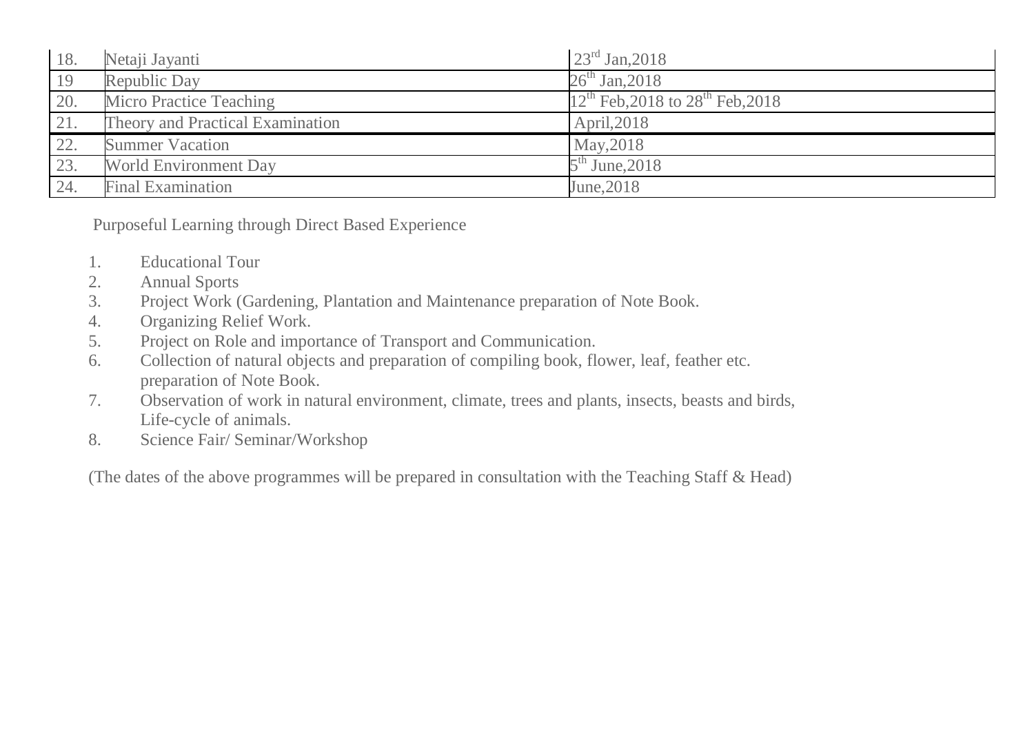| | | |
|---|---|---|
| 18. | Netaji Jayanti | 23rd Jan,2018 |
| 19 | Republic Day | 26th Jan,2018 |
| 20. | Micro Practice Teaching | 12th Feb,2018 to 28th Feb,2018 |
| 21. | Theory and Practical Examination | April,2018 |
| 22. | Summer Vacation | May,2018 |
| 23. | World Environment Day | 5th June,2018 |
| 24. | Final Examination | June,2018 |

Purposeful Learning through Direct Based Experience

1. Educational Tour
2. Annual Sports
3. Project Work (Gardening, Plantation and Maintenance preparation of Note Book.
4. Organizing Relief Work.
5. Project on Role and importance of Transport and Communication.
6. Collection of natural objects and preparation of compiling book, flower, leaf, feather etc. preparation of Note Book.
7. Observation of work in natural environment, climate, trees and plants, insects, beasts and birds, Life-cycle of animals.
8. Science Fair/ Seminar/Workshop

(The dates of the above programmes will be prepared in consultation with the Teaching Staff & Head)